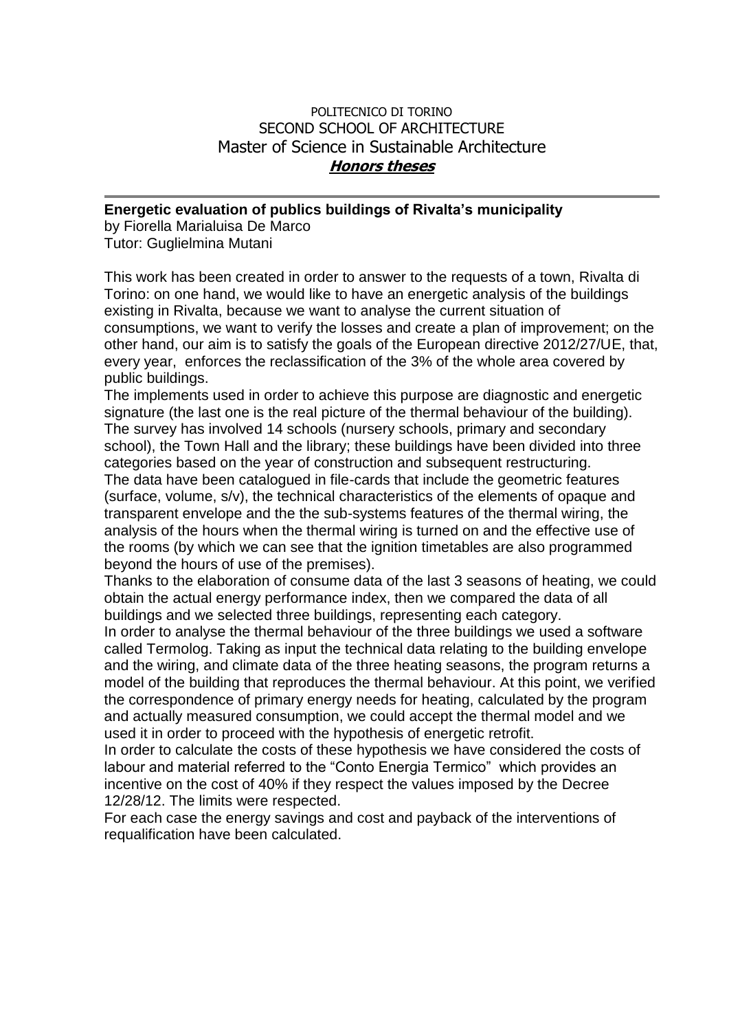POLITECNICO DI TORINO
SECOND SCHOOL OF ARCHITECTURE
Master of Science in Sustainable Architecture
***Honors theses***

---

**Energetic evaluation of publics buildings of Rivalta's municipality**
by Fiorella Marialuisa De Marco
Tutor: Guglielmina Mutani

This work has been created in order to answer to the requests of a town, Rivalta di Torino: on one hand, we would like to have an energetic analysis of the buildings existing in Rivalta, because we want to analyse the current situation of consumptions, we want to verify the losses and create a plan of improvement; on the other hand, our aim is to satisfy the goals of the European directive 2012/27/UE, that, every year, enforces the reclassification of the 3% of the whole area covered by public buildings.
The implements used in order to achieve this purpose are diagnostic and energetic signature (the last one is the real picture of the thermal behaviour of the building).
The survey has involved 14 schools (nursery schools, primary and secondary school), the Town Hall and the library; these buildings have been divided into three categories based on the year of construction and subsequent restructuring.
The data have been catalogued in file-cards that include the geometric features (surface, volume, s/v), the technical characteristics of the elements of opaque and transparent envelope and the the sub-systems features of the thermal wiring, the analysis of the hours when the thermal wiring is turned on and the effective use of the rooms (by which we can see that the ignition timetables are also programmed beyond the hours of use of the premises).
Thanks to the elaboration of consume data of the last 3 seasons of heating, we could obtain the actual energy performance index, then we compared the data of all buildings and we selected three buildings, representing each category.
In order to analyse the thermal behaviour of the three buildings we used a software called Termolog. Taking as input the technical data relating to the building envelope and the wiring, and climate data of the three heating seasons, the program returns a model of the building that reproduces the thermal behaviour. At this point, we verified the correspondence of primary energy needs for heating, calculated by the program and actually measured consumption, we could accept the thermal model and we used it in order to proceed with the hypothesis of energetic retrofit.
In order to calculate the costs of these hypothesis we have considered the costs of labour and material referred to the "Conto Energia Termico" which provides an incentive on the cost of 40% if they respect the values imposed by the Decree 12/28/12. The limits were respected.
For each case the energy savings and cost and payback of the interventions of requalification have been calculated.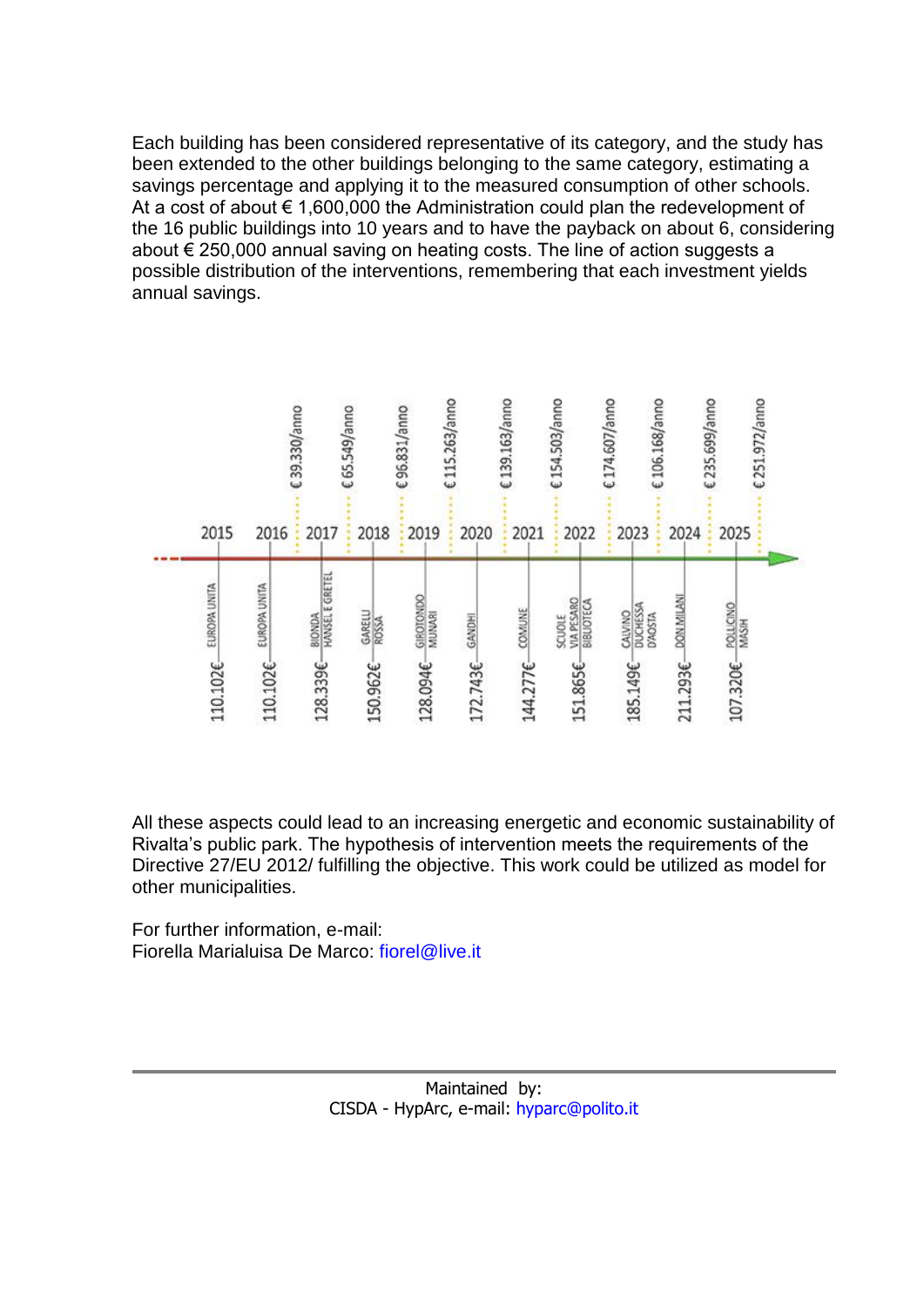Each building has been considered representative of its category, and the study has been extended to the other buildings belonging to the same category, estimating a savings percentage and applying it to the measured consumption of other schools. At a cost of about € 1,600,000 the Administration could plan the redevelopment of the 16 public buildings into 10 years and to have the payback on about 6, considering about € 250,000 annual saving on heating costs. The line of action suggests a possible distribution of the interventions, remembering that each investment yields annual savings.

€ 39.330/anno
€ 65.549/anno
€ 96.831/anno
€ 115.263/anno
€ 139.163/anno
€ 154.503/anno
€ 174.607/anno
€ 106.168/anno
€ 235.699/anno
€ 251.972/anno

2015 2016 2017 2018 2019 2020 2021 2022 2023 2024 2025

EUROPA UNITA 110.102€
EUROPA UNITA 110.102€
BIONDA HANSEL E GRETEL 128.339€
GARELLI ROSSA 150.962€
GIROTONDO MUNARI 128.094€
GANDHI 172.743€
COMUNE 144.277€
SCUOLE VIA PESARO BIBLIOTECA 151.865€
CALVINO DUCHESSA D'AOSTA 185.149€
DON MILANI 211.293€
POLLICINO MASIH 107.320€

All these aspects could lead to an increasing energetic and economic sustainability of Rivalta's public park. The hypothesis of intervention meets the requirements of the Directive 27/EU 2012/ fulfilling the objective. This work could be utilized as model for other municipalities.

For further information, e-mail:
Fiorella Marialuisa De Marco: fiorel@live.it

Maintained by:
CISDA - HypArc, e-mail: hyparc@polito.it